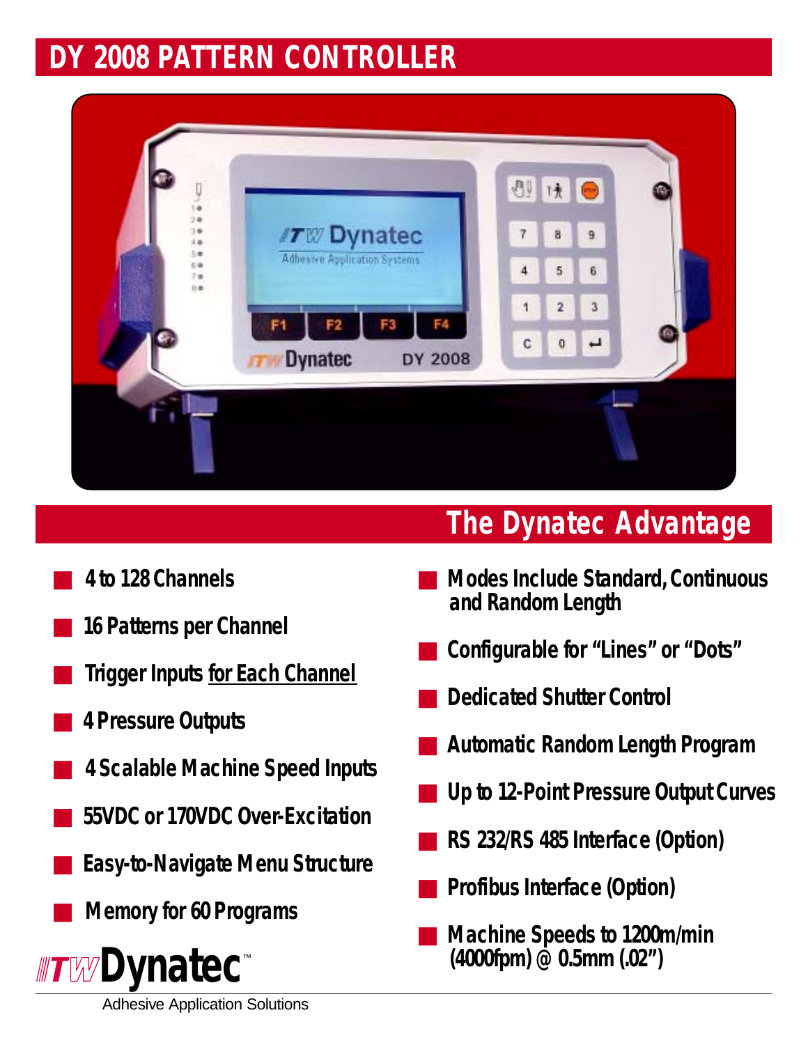# DY 2008 PATTERN CONTROLLER

## The Dynatec Advantage

- 4 to 128 Channels
- 16 Patterns per Channel
- Trigger Inputs for Each Channel
- 4 Pressure Outputs
- 4 Scalable Machine Speed Inputs
- 55VDC or 170VDC Over-Excitation
- Easy-to-Navigate Menu Structure
- Memory for 60 Programs
- Modes Include Standard, Continuous and Random Length
- Configurable for "Lines" or "Dots"
- Dedicated Shutter Control
- Automatic Random Length Program
- Up to 12-Point Pressure Output Curves
- RS 232/RS 485 Interface (Option)
- Profibus Interface (Option)
- Machine Speeds to 1200m/min (4000fpm) @ 0.5mm (.02")

ITW Dynatec™

Adhesive Application Solutions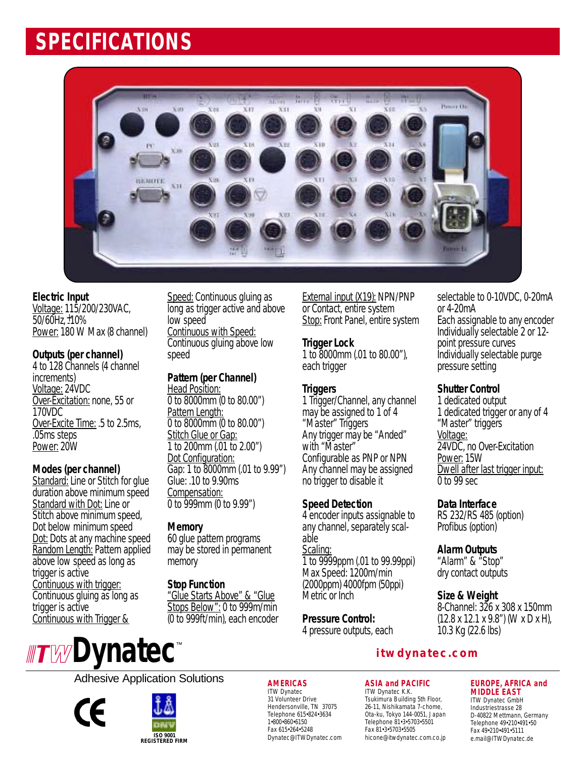# SPECIFICATIONS

**Electric Input**
Voltage: 115/200/230VAC, 50/60Hz, ±10%
Power: 180 W Max (8 channel)

**Outputs (per channel)**
4 to 128 Channels (4 channel increments)
Voltage: 24VDC
Over-Excitation: none, 55 or 170VDC
Over-Excite Time: .5 to 2.5ms, .05ms steps
Power: 20W

**Modes (per channel)**
Standard: Line or Stitch for glue duration above minimum speed
Standard with Dot: Line or Stitch above minimum speed, Dot below minimum speed
Dot: Dots at any machine speed
Random Length: Pattern applied above low speed as long as trigger is active
Continuous with trigger: Continuous gluing as long as trigger is active
Continuous with Trigger & Speed: Continuous gluing as long as trigger active and above low speed
Continuous with Speed: Continuous gluing above low speed

**Pattern (per Channel)**
Head Position: 0 to 8000mm (0 to 80.00")
Pattern Length: 0 to 8000mm (0 to 80.00")
Stitch Glue or Gap: 1 to 200mm (.01 to 2.00")
Dot Configuration: Gap: 1 to 8000mm (.01 to 9.99") Glue: .10 to 9.90ms
Compensation: 0 to 999mm (0 to 9.99")

**Memory**
60 glue pattern programs may be stored in permanent memory

**Stop Function**
"Glue Starts Above" & "Glue Stops Below": 0 to 999m/min (0 to 999ft/min), each encoder
External input (X19): NPN/PNP or Contact, entire system
Stop: Front Panel, entire system

**Trigger Lock**
1 to 8000mm (.01 to 80.00"), each trigger

**Triggers**
1 Trigger/Channel, any channel may be assigned to 1 of 4 "Master" Triggers
Any trigger may be "Anded" with "Master"
Configurable as PNP or NPN
Any channel may be assigned no trigger to disable it

**Speed Detection**
4 encoder inputs assignable to any channel, separately scalable
Scaling: 1 to 9999ppm (.01 to 99.99ppi)
Max Speed: 1200m/min (2000ppm) 4000fpm (50ppi)
Metric or Inch

**Pressure Control:**
4 pressure outputs, each selectable to 0-10VDC, 0-20mA or 4-20mA
Each assignable to any encoder
Individually selectable 2 or 12-point pressure curves
Individually selectable purge pressure setting

**Shutter Control**
1 dedicated output
1 dedicated trigger or any of 4 "Master" triggers
Voltage: 24VDC, no Over-Excitation
Power: 15W
Dwell after last trigger input: 0 to 99 sec

**Data Interface**
RS 232/RS 485 (option)
Profibus (option)

**Alarm Outputs**
"Alarm" & "Stop" dry contact outputs

**Size & Weight**
8-Channel: 326 x 308 x 150mm (12.8 x 12.1 x 9.8") (W x D x H), 10.3 Kg (22.6 lbs)

ITW Dynatec™
Adhesive Application Solutions

itwdynatec.com

ISO 9001 REGISTERED FIRM

**AMERICAS**
ITW Dynatec
31 Volunteer Drive
Hendersonville, TN 37075
Telephone 615•824•3634
1•800•860•6150
Fax 615•264•5248
Dynatec@ITWDynatec.com

**ASIA and PACIFIC**
ITW Dynatec K.K.
Tsukimura Building 5th Floor,
26-11, Nishikamata 7-chome,
Ota-ku, Tokyo 144-0051, Japan
Telephone 81•3•5703•5501
Fax 81•3•5703•5505
hicone@itwdynatec.com.co.jp

**EUROPE, AFRICA and MIDDLE EAST**
ITW Dynatec GmbH
Industriestrasse 28
D-40822 Mettmann, Germany
Telephone 49•210•491•50
Fax 49•210•491•5111
e.mail@ITWDynatec.de